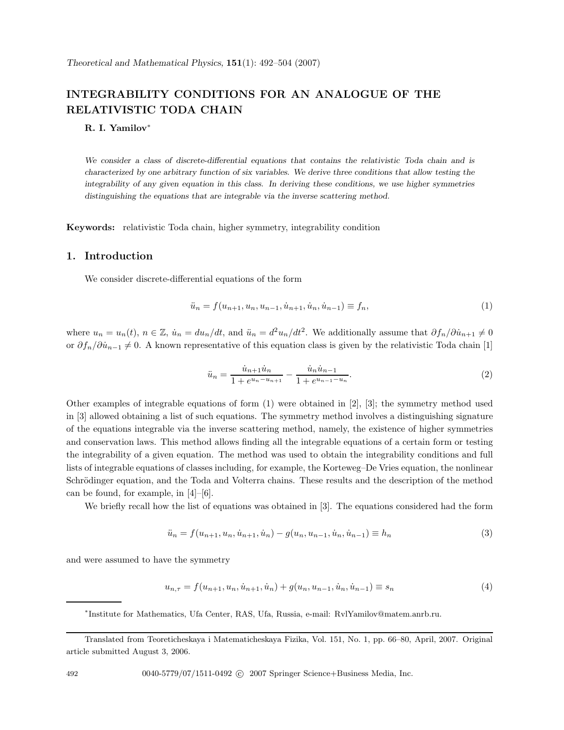# INTEGRABILITY CONDITIONS FOR AN ANALOGUE OF THE RELATIVISTIC TODA CHAIN

**R. I. Yamilov***

*We consider a class of discrete-differential equations that contains the relativistic Toda chain and is characterized by one arbitrary function of six variables. We derive three conditions that allow testing the integrability of any given equation in this class. In deriving these conditions, we use higher symmetries distinguishing the equations that are integrable via the inverse scattering method.*

**Keywords:** relativistic Toda chain, higher symmetry, integrability condition

## 1. Introduction

We consider discrete-differential equations of the form

$$\ddot{u}_n = f(u_{n+1}, u_n, u_{n-1}, \dot{u}_{n+1}, \dot{u}_n, \dot{u}_{n-1}) \equiv f_n, \tag{1}$$

where $u_n = u_n(t)$, $n \in \mathbb{Z}$, $\dot{u}_n = du_n/dt$, and $\ddot{u}_n = d^2u_n/dt^2$. We additionally assume that $\partial f_n/\partial \dot{u}_{n+1} \neq 0$ or $\partial f_n/\partial \dot{u}_{n-1} \neq 0$. A known representative of this equation class is given by the relativistic Toda chain [1]

$$\ddot{u}_n = \frac{\dot{u}_{n+1}\dot{u}_n}{1 + e^{u_n - u_{n+1}}} - \frac{\dot{u}_n \dot{u}_{n-1}}{1 + e^{u_{n-1} - u_n}}. \tag{2}$$

Other examples of integrable equations of form (1) were obtained in [2], [3]; the symmetry method used in [3] allowed obtaining a list of such equations. The symmetry method involves a distinguishing signature of the equations integrable via the inverse scattering method, namely, the existence of higher symmetries and conservation laws. This method allows finding all the integrable equations of a certain form or testing the integrability of a given equation. The method was used to obtain the integrability conditions and full lists of integrable equations of classes including, for example, the Korteweg–De Vries equation, the nonlinear Schrödinger equation, and the Toda and Volterra chains. These results and the description of the method can be found, for example, in [4]–[6].

We briefly recall how the list of equations was obtained in [3]. The equations considered had the form

$$\ddot{u}_n = f(u_{n+1}, u_n, \dot{u}_{n+1}, \dot{u}_n) - g(u_n, u_{n-1}, \dot{u}_n, \dot{u}_{n-1}) \equiv h_n \tag{3}$$

and were assumed to have the symmetry

$$u_{n,\tau} = f(u_{n+1}, u_n, \dot{u}_{n+1}, \dot{u}_n) + g(u_n, u_{n-1}, \dot{u}_n, \dot{u}_{n-1}) \equiv s_n \tag{4}$$

---

*Institute for Mathematics, Ufa Center, RAS, Ufa, Russia, e-mail: RvlYamilov@matem.anrb.ru.

Translated from Teoreticheskaya i Matematicheskaya Fizika, Vol. 151, No. 1, pp. 66–80, April, 2007. Original article submitted August 3, 2006.

0040-5779/07/1511-0492 © 2007 Springer Science+Business Media, Inc.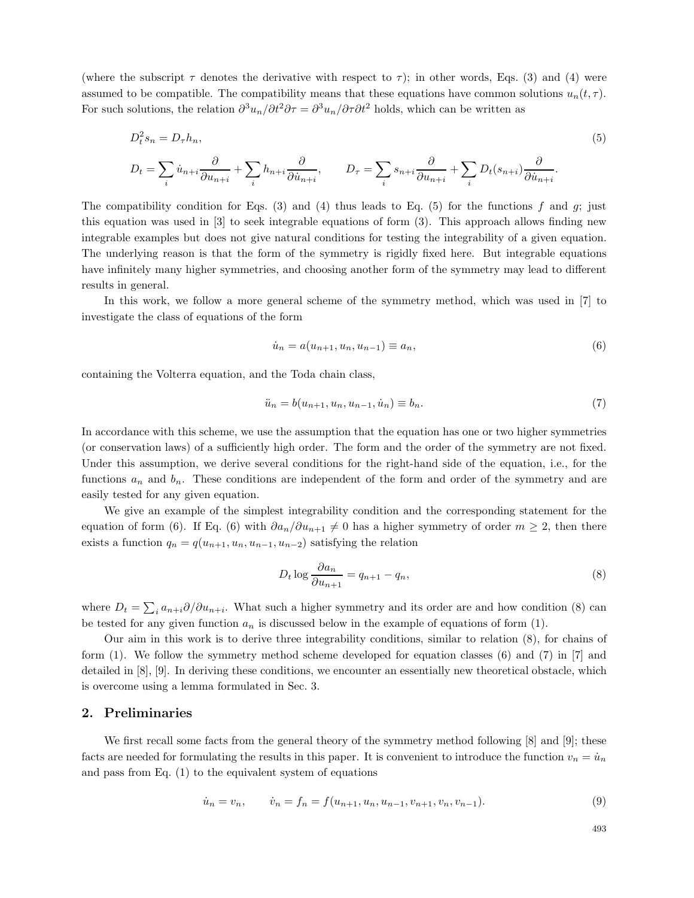(where the subscript $\tau$ denotes the derivative with respect to $\tau$); in other words, Eqs. (3) and (4) were assumed to be compatible. The compatibility means that these equations have common solutions $u_n(t,\tau)$. For such solutions, the relation $\partial^3 u_n/\partial t^2 \partial\tau = \partial^3 u_n/\partial\tau\partial t^2$ holds, which can be written as

$$
D_t^2 s_n = D_\tau h_n, \tag{5}
$$

$$
D_t = \sum_i \dot u_{n+i}\frac{\partial}{\partial u_{n+i}} + \sum_i h_{n+i}\frac{\partial}{\partial \dot u_{n+i}}, \qquad D_\tau = \sum_i s_{n+i}\frac{\partial}{\partial u_{n+i}} + \sum_i D_t(s_{n+i})\frac{\partial}{\partial \dot u_{n+i}}.
$$

The compatibility condition for Eqs. (3) and (4) thus leads to Eq. (5) for the functions $f$ and $g$; just this equation was used in [3] to seek integrable equations of form (3). This approach allows finding new integrable examples but does not give natural conditions for testing the integrability of a given equation. The underlying reason is that the form of the symmetry is rigidly fixed here. But integrable equations have infinitely many higher symmetries, and choosing another form of the symmetry may lead to different results in general.

In this work, we follow a more general scheme of the symmetry method, which was used in [7] to investigate the class of equations of the form

$$
\dot u_n = a(u_{n+1}, u_n, u_{n-1}) \equiv a_n, \tag{6}
$$

containing the Volterra equation, and the Toda chain class,

$$
\ddot u_n = b(u_{n+1}, u_n, u_{n-1}, \dot u_n) \equiv b_n. \tag{7}
$$

In accordance with this scheme, we use the assumption that the equation has one or two higher symmetries (or conservation laws) of a sufficiently high order. The form and the order of the symmetry are not fixed. Under this assumption, we derive several conditions for the right-hand side of the equation, i.e., for the functions $a_n$ and $b_n$. These conditions are independent of the form and order of the symmetry and are easily tested for any given equation.

We give an example of the simplest integrability condition and the corresponding statement for the equation of form (6). If Eq. (6) with $\partial a_n/\partial u_{n+1} \neq 0$ has a higher symmetry of order $m \geq 2$, then there exists a function $q_n = q(u_{n+1}, u_n, u_{n-1}, u_{n-2})$ satisfying the relation

$$
D_t \log\frac{\partial a_n}{\partial u_{n+1}} = q_{n+1} - q_n, \tag{8}
$$

where $D_t = \sum_i a_{n+i}\partial/\partial u_{n+i}$. What such a higher symmetry and its order are and how condition (8) can be tested for any given function $a_n$ is discussed below in the example of equations of form (1).

Our aim in this work is to derive three integrability conditions, similar to relation (8), for chains of form (1). We follow the symmetry method scheme developed for equation classes (6) and (7) in [7] and detailed in [8], [9]. In deriving these conditions, we encounter an essentially new theoretical obstacle, which is overcome using a lemma formulated in Sec. 3.

## 2. Preliminaries

We first recall some facts from the general theory of the symmetry method following [8] and [9]; these facts are needed for formulating the results in this paper. It is convenient to introduce the function $v_n = \dot u_n$ and pass from Eq. (1) to the equivalent system of equations

$$
\dot u_n = v_n, \qquad \dot v_n = f_n = f(u_{n+1}, u_n, u_{n-1}, v_{n+1}, v_n, v_{n-1}). \tag{9}
$$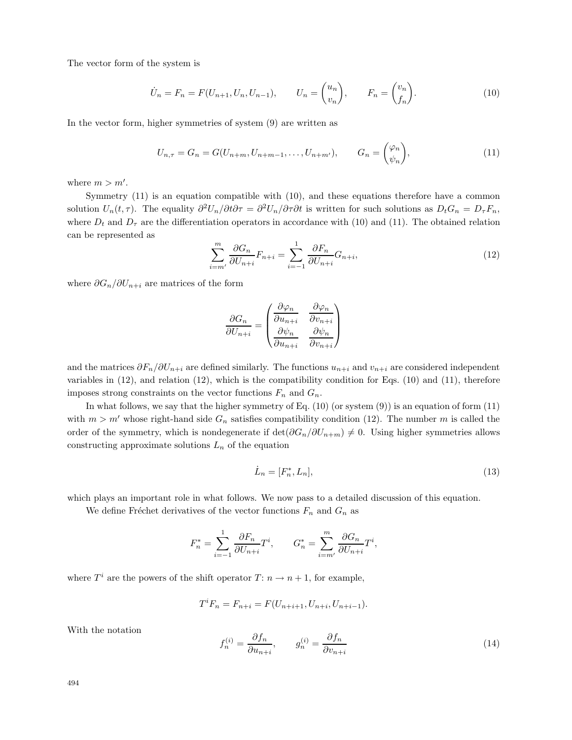The vector form of the system is

$$\dot{U}_n = F_n = F(U_{n+1}, U_n, U_{n-1}), \qquad U_n = \begin{pmatrix} u_n \\ v_n \end{pmatrix}, \qquad F_n = \begin{pmatrix} v_n \\ f_n \end{pmatrix}. \tag{10}$$

In the vector form, higher symmetries of system (9) are written as

$$U_{n,\tau} = G_n = G(U_{n+m}, U_{n+m-1}, \dots, U_{n+m'}), \qquad G_n = \begin{pmatrix} \varphi_n \\ \psi_n \end{pmatrix}, \tag{11}$$

where $m > m'$.

Symmetry (11) is an equation compatible with (10), and these equations therefore have a common solution $U_n(t, \tau)$. The equality $\partial^2 U_n/\partial t \partial \tau = \partial^2 U_n/\partial \tau \partial t$ is written for such solutions as $D_t G_n = D_\tau F_n$, where $D_t$ and $D_\tau$ are the differentiation operators in accordance with (10) and (11). The obtained relation can be represented as

$$\sum_{i=m'}^{m} \frac{\partial G_n}{\partial U_{n+i}} F_{n+i} = \sum_{i=-1}^{1} \frac{\partial F_n}{\partial U_{n+i}} G_{n+i}, \tag{12}$$

where $\partial G_n/\partial U_{n+i}$ are matrices of the form

$$\frac{\partial G_n}{\partial U_{n+i}} = \begin{pmatrix} \dfrac{\partial \varphi_n}{\partial u_{n+i}} & \dfrac{\partial \varphi_n}{\partial v_{n+i}} \\ \dfrac{\partial \psi_n}{\partial u_{n+i}} & \dfrac{\partial \psi_n}{\partial v_{n+i}} \end{pmatrix}$$

and the matrices $\partial F_n/\partial U_{n+i}$ are defined similarly. The functions $u_{n+i}$ and $v_{n+i}$ are considered independent variables in (12), and relation (12), which is the compatibility condition for Eqs. (10) and (11), therefore imposes strong constraints on the vector functions $F_n$ and $G_n$.

In what follows, we say that the higher symmetry of Eq. (10) (or system (9)) is an equation of form (11) with $m > m'$ whose right-hand side $G_n$ satisfies compatibility condition (12). The number $m$ is called the order of the symmetry, which is nondegenerate if $\det(\partial G_n/\partial U_{n+m}) \neq 0$. Using higher symmetries allows constructing approximate solutions $L_n$ of the equation

$$\dot{L}_n = [F_n^*, L_n], \tag{13}$$

which plays an important role in what follows. We now pass to a detailed discussion of this equation.

We define Fréchet derivatives of the vector functions $F_n$ and $G_n$ as

$$F_n^* = \sum_{i=-1}^{1} \frac{\partial F_n}{\partial U_{n+i}} T^i, \qquad G_n^* = \sum_{i=m'}^{m} \frac{\partial G_n}{\partial U_{n+i}} T^i,$$

where $T^i$ are the powers of the shift operator $T$: $n \to n+1$, for example,

$$T^i F_n = F_{n+i} = F(U_{n+i+1}, U_{n+i}, U_{n+i-1}).$$

With the notation

$$f_n^{(i)} = \frac{\partial f_n}{\partial u_{n+i}}, \qquad g_n^{(i)} = \frac{\partial f_n}{\partial v_{n+i}} \tag{14}$$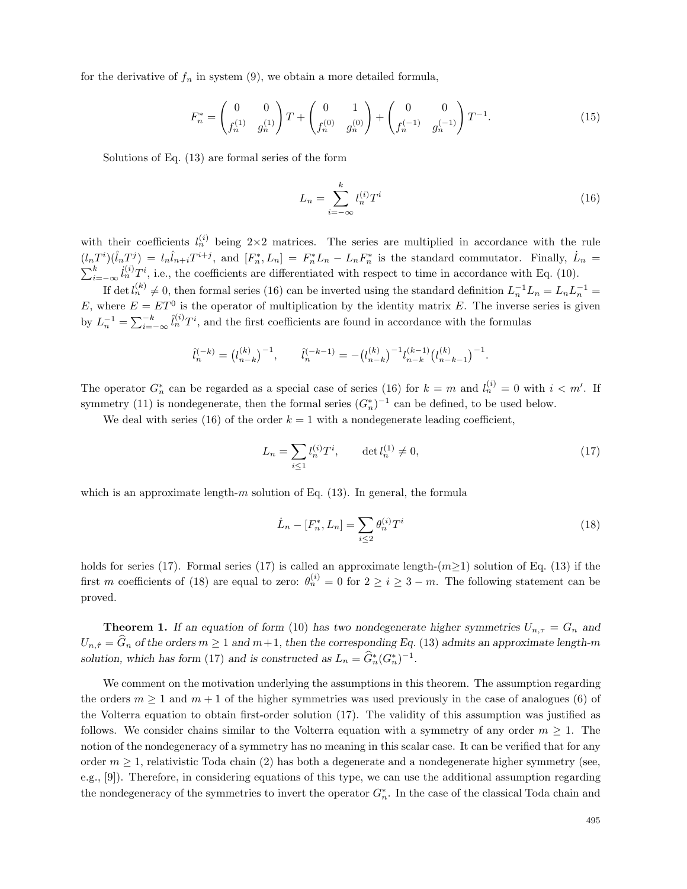for the derivative of $f_n$ in system (9), we obtain a more detailed formula,

$$F_n^* = \begin{pmatrix} 0 & 0 \\ f_n^{(1)} & g_n^{(1)} \end{pmatrix} T + \begin{pmatrix} 0 & 1 \\ f_n^{(0)} & g_n^{(0)} \end{pmatrix} + \begin{pmatrix} 0 & 0 \\ f_n^{(-1)} & g_n^{(-1)} \end{pmatrix} T^{-1}. \tag{15}$$

Solutions of Eq. (13) are formal series of the form

$$L_n = \sum_{i=-\infty}^{k} l_n^{(i)} T^i \tag{16}$$

with their coefficients $l_n^{(i)}$ being 2×2 matrices. The series are multiplied in accordance with the rule $(l_n T^i)(\hat{l}_n T^j) = l_n \hat{l}_{n+i} T^{i+j}$, and $[F_n^*, L_n] = F_n^* L_n - L_n F_n^*$ is the standard commutator. Finally, $\dot{L}_n = \sum_{i=-\infty}^{k} \dot{l}_n^{(i)} T^i$, i.e., the coefficients are differentiated with respect to time in accordance with Eq. (10).

If $\det l_n^{(k)} \neq 0$, then formal series (16) can be inverted using the standard definition $L_n^{-1} L_n = L_n L_n^{-1} = E$, where $E = ET^0$ is the operator of multiplication by the identity matrix $E$. The inverse series is given by $L_n^{-1} = \sum_{i=-\infty}^{-k} \hat{l}_n^{(i)} T^i$, and the first coefficients are found in accordance with the formulas

$$\hat{l}_n^{(-k)} = \big(l_{n-k}^{(k)}\big)^{-1}, \qquad \hat{l}_n^{(-k-1)} = -\big(l_{n-k}^{(k)}\big)^{-1} l_{n-k}^{(k-1)} \big(l_{n-k-1}^{(k)}\big)^{-1}.$$

The operator $G_n^*$ can be regarded as a special case of series (16) for $k = m$ and $l_n^{(i)} = 0$ with $i < m'$. If symmetry (11) is nondegenerate, then the formal series $(G_n^*)^{-1}$ can be defined, to be used below.

We deal with series (16) of the order $k = 1$ with a nondegenerate leading coefficient,

$$L_n = \sum_{i \leq 1} l_n^{(i)} T^i, \qquad \det l_n^{(1)} \neq 0, \tag{17}$$

which is an approximate length-$m$ solution of Eq. (13). In general, the formula

$$\dot{L}_n - [F_n^*, L_n] = \sum_{i \leq 2} \theta_n^{(i)} T^i \tag{18}$$

holds for series (17). Formal series (17) is called an approximate length-($m \geq 1$) solution of Eq. (13) if the first $m$ coefficients of (18) are equal to zero: $\theta_n^{(i)} = 0$ for $2 \geq i \geq 3 - m$. The following statement can be proved.

**Theorem 1.** *If an equation of form* (10) *has two nondegenerate higher symmetries* $U_{n,\tau} = G_n$ *and* $U_{n,\hat{\tau}} = \widehat{G}_n$ *of the orders* $m \geq 1$ *and* $m+1$*, then the corresponding Eq.* (13) *admits an approximate length-*$m$ *solution, which has form* (17) *and is constructed as* $L_n = \widehat{G}_n^* (G_n^*)^{-1}$.

We comment on the motivation underlying the assumptions in this theorem. The assumption regarding the orders $m \geq 1$ and $m + 1$ of the higher symmetries was used previously in the case of analogues (6) of the Volterra equation to obtain first-order solution (17). The validity of this assumption was justified as follows. We consider chains similar to the Volterra equation with a symmetry of any order $m \geq 1$. The notion of the nondegeneracy of a symmetry has no meaning in this scalar case. It can be verified that for any order $m \geq 1$, relativistic Toda chain (2) has both a degenerate and a nondegenerate higher symmetry (see, e.g., [9]). Therefore, in considering equations of this type, we can use the additional assumption regarding the nondegeneracy of the symmetries to invert the operator $G_n^*$. In the case of the classical Toda chain and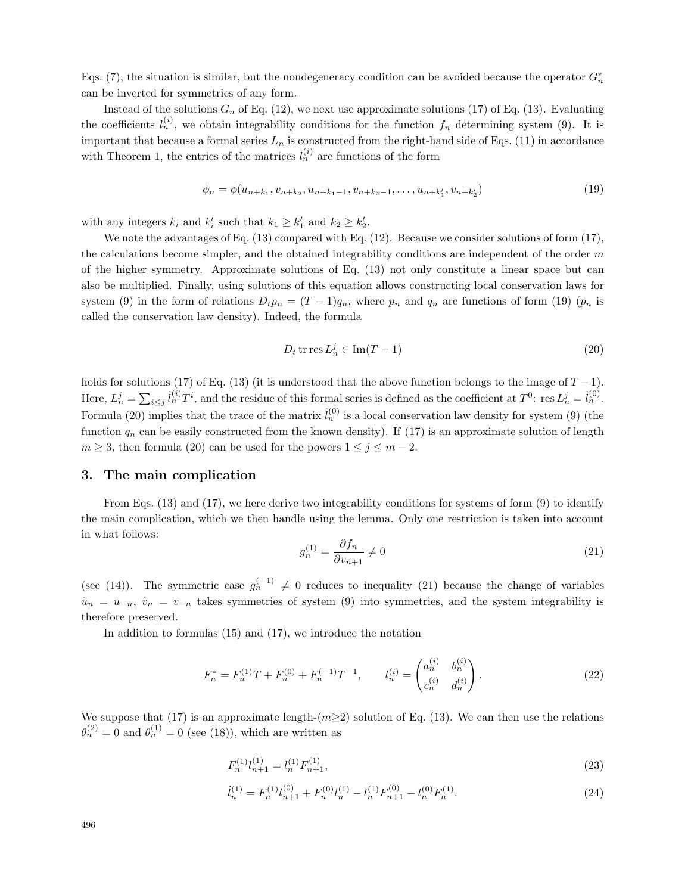Eqs. (7), the situation is similar, but the nondegeneracy condition can be avoided because the operator $G_n^*$ can be inverted for symmetries of any form.

Instead of the solutions $G_n$ of Eq. (12), we next use approximate solutions (17) of Eq. (13). Evaluating the coefficients $l_n^{(i)}$, we obtain integrability conditions for the function $f_n$ determining system (9). It is important that because a formal series $L_n$ is constructed from the right-hand side of Eqs. (11) in accordance with Theorem 1, the entries of the matrices $l_n^{(i)}$ are functions of the form

$$\phi_n = \phi(u_{n+k_1}, v_{n+k_2}, u_{n+k_1-1}, v_{n+k_2-1}, \ldots, u_{n+k_1'}, v_{n+k_2'}) \tag{19}$$

with any integers $k_i$ and $k_i'$ such that $k_1 \geq k_1'$ and $k_2 \geq k_2'$.

We note the advantages of Eq. (13) compared with Eq. (12). Because we consider solutions of form (17), the calculations become simpler, and the obtained integrability conditions are independent of the order $m$ of the higher symmetry. Approximate solutions of Eq. (13) not only constitute a linear space but can also be multiplied. Finally, using solutions of this equation allows constructing local conservation laws for system (9) in the form of relations $D_t p_n = (T-1)q_n$, where $p_n$ and $q_n$ are functions of form (19) ($p_n$ is called the conservation law density). Indeed, the formula

$$D_t \operatorname{tr}\operatorname{res} L_n^j \in \operatorname{Im}(T-1) \tag{20}$$

holds for solutions (17) of Eq. (13) (it is understood that the above function belongs to the image of $T-1$). Here, $L_n^j = \sum_{i \leq j} \tilde{l}_n^{(i)} T^i$, and the residue of this formal series is defined as the coefficient at $T^0$: $\operatorname{res} L_n^j = \tilde{l}_n^{(0)}$. Formula (20) implies that the trace of the matrix $\tilde{l}_n^{(0)}$ is a local conservation law density for system (9) (the function $q_n$ can be easily constructed from the known density). If (17) is an approximate solution of length $m \geq 3$, then formula (20) can be used for the powers $1 \leq j \leq m-2$.

## 3. The main complication

From Eqs. (13) and (17), we here derive two integrability conditions for systems of form (9) to identify the main complication, which we then handle using the lemma. Only one restriction is taken into account in what follows:

$$g_n^{(1)} = \frac{\partial f_n}{\partial v_{n+1}} \neq 0 \tag{21}$$

(see (14)). The symmetric case $g_n^{(-1)} \neq 0$ reduces to inequality (21) because the change of variables $\tilde{u}_n = u_{-n}$, $\tilde{v}_n = v_{-n}$ takes symmetries of system (9) into symmetries, and the system integrability is therefore preserved.

In addition to formulas (15) and (17), we introduce the notation

$$F_n^* = F_n^{(1)} T + F_n^{(0)} + F_n^{(-1)} T^{-1}, \qquad l_n^{(i)} = \begin{pmatrix} a_n^{(i)} & b_n^{(i)} \\ c_n^{(i)} & d_n^{(i)} \end{pmatrix}. \tag{22}$$

We suppose that (17) is an approximate length-($m \geq 2$) solution of Eq. (13). We can then use the relations $\theta_n^{(2)} = 0$ and $\theta_n^{(1)} = 0$ (see (18)), which are written as

$$F_n^{(1)} l_{n+1}^{(1)} = l_n^{(1)} F_{n+1}^{(1)}, \tag{23}$$

$$\dot{l}_n^{(1)} = F_n^{(1)} l_{n+1}^{(0)} + F_n^{(0)} l_n^{(1)} - l_n^{(1)} F_{n+1}^{(0)} - l_n^{(0)} F_n^{(1)}. \tag{24}$$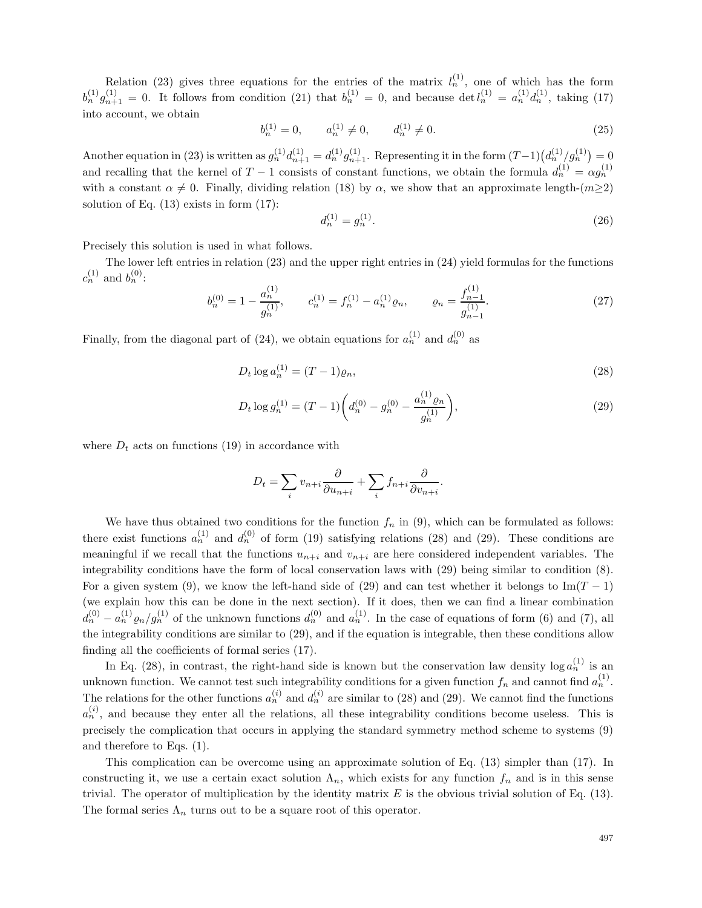Relation (23) gives three equations for the entries of the matrix $l_n^{(1)}$, one of which has the form $b_n^{(1)} g_{n+1}^{(1)} = 0$. It follows from condition (21) that $b_n^{(1)} = 0$, and because $\det l_n^{(1)} = a_n^{(1)} d_n^{(1)}$, taking (17) into account, we obtain

$$b_n^{(1)} = 0, \qquad a_n^{(1)} \neq 0, \qquad d_n^{(1)} \neq 0. \tag{25}$$

Another equation in (23) is written as $g_n^{(1)} d_{n+1}^{(1)} = d_n^{(1)} g_{n+1}^{(1)}$. Representing it in the form $(T-1)\big(d_n^{(1)}/g_n^{(1)}\big) = 0$ and recalling that the kernel of $T-1$ consists of constant functions, we obtain the formula $d_n^{(1)} = \alpha g_n^{(1)}$ with a constant $\alpha \neq 0$. Finally, dividing relation (18) by $\alpha$, we show that an approximate length-($m \geq 2$) solution of Eq. (13) exists in form (17):

$$d_n^{(1)} = g_n^{(1)}. \tag{26}$$

Precisely this solution is used in what follows.

The lower left entries in relation (23) and the upper right entries in (24) yield formulas for the functions $c_n^{(1)}$ and $b_n^{(0)}$:

$$b_n^{(0)} = 1 - \frac{a_n^{(1)}}{g_n^{(1)}}, \qquad c_n^{(1)} = f_n^{(1)} - a_n^{(1)} \varrho_n, \qquad \varrho_n = \frac{f_{n-1}^{(1)}}{g_{n-1}^{(1)}}. \tag{27}$$

Finally, from the diagonal part of (24), we obtain equations for $a_n^{(1)}$ and $d_n^{(0)}$ as

$$D_t \log a_n^{(1)} = (T-1)\varrho_n, \tag{28}$$

$$D_t \log g_n^{(1)} = (T-1)\left(d_n^{(0)} - g_n^{(0)} - \frac{a_n^{(1)} \varrho_n}{g_n^{(1)}}\right), \tag{29}$$

where $D_t$ acts on functions (19) in accordance with

$$D_t = \sum_i v_{n+i} \frac{\partial}{\partial u_{n+i}} + \sum_i f_{n+i} \frac{\partial}{\partial v_{n+i}}.$$

We have thus obtained two conditions for the function $f_n$ in (9), which can be formulated as follows: there exist functions $a_n^{(1)}$ and $d_n^{(0)}$ of form (19) satisfying relations (28) and (29). These conditions are meaningful if we recall that the functions $u_{n+i}$ and $v_{n+i}$ are here considered independent variables. The integrability conditions have the form of local conservation laws with (29) being similar to condition (8). For a given system (9), we know the left-hand side of (29) and can test whether it belongs to $\operatorname{Im}(T-1)$ (we explain how this can be done in the next section). If it does, then we can find a linear combination $d_n^{(0)} - a_n^{(1)} \varrho_n / g_n^{(1)}$ of the unknown functions $d_n^{(0)}$ and $a_n^{(1)}$. In the case of equations of form (6) and (7), all the integrability conditions are similar to (29), and if the equation is integrable, then these conditions allow finding all the coefficients of formal series (17).

In Eq. (28), in contrast, the right-hand side is known but the conservation law density $\log a_n^{(1)}$ is an unknown function. We cannot test such integrability conditions for a given function $f_n$ and cannot find $a_n^{(1)}$. The relations for the other functions $a_n^{(i)}$ and $d_n^{(i)}$ are similar to (28) and (29). We cannot find the functions $a_n^{(i)}$, and because they enter all the relations, all these integrability conditions become useless. This is precisely the complication that occurs in applying the standard symmetry method scheme to systems (9) and therefore to Eqs. (1).

This complication can be overcome using an approximate solution of Eq. (13) simpler than (17). In constructing it, we use a certain exact solution $\Lambda_n$, which exists for any function $f_n$ and is in this sense trivial. The operator of multiplication by the identity matrix $E$ is the obvious trivial solution of Eq. (13). The formal series $\Lambda_n$ turns out to be a square root of this operator.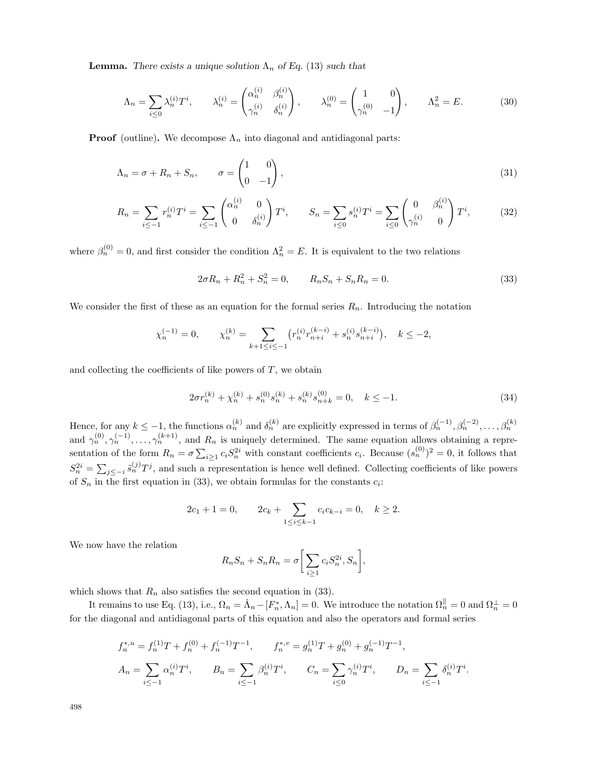**Lemma.** *There exists a unique solution $\Lambda_n$ of Eq. (13) such that*

$$\Lambda_n = \sum_{i\le 0} \lambda_n^{(i)} T^i, \qquad \lambda_n^{(i)} = \begin{pmatrix} \alpha_n^{(i)} & \beta_n^{(i)} \\ \gamma_n^{(i)} & \delta_n^{(i)} \end{pmatrix}, \qquad \lambda_n^{(0)} = \begin{pmatrix} 1 & 0 \\ \gamma_n^{(0)} & -1 \end{pmatrix}, \qquad \Lambda_n^2 = E. \tag{30}$$

**Proof** (outline)**.** We decompose $\Lambda_n$ into diagonal and antidiagonal parts:

$$\Lambda_n = \sigma + R_n + S_n, \qquad \sigma = \begin{pmatrix} 1 & 0 \\ 0 & -1 \end{pmatrix}, \tag{31}$$

$$R_n = \sum_{i\le -1} r_n^{(i)} T^i = \sum_{i\le -1} \begin{pmatrix} \alpha_n^{(i)} & 0 \\ 0 & \delta_n^{(i)} \end{pmatrix} T^i, \qquad S_n = \sum_{i\le 0} s_n^{(i)} T^i = \sum_{i\le 0} \begin{pmatrix} 0 & \beta_n^{(i)} \\ \gamma_n^{(i)} & 0 \end{pmatrix} T^i, \tag{32}$$

where $\beta_n^{(0)} = 0$, and first consider the condition $\Lambda_n^2 = E$. It is equivalent to the two relations

$$2\sigma R_n + R_n^2 + S_n^2 = 0, \qquad R_n S_n + S_n R_n = 0. \tag{33}$$

We consider the first of these as an equation for the formal series $R_n$. Introducing the notation

$$\chi_n^{(-1)} = 0, \qquad \chi_n^{(k)} = \sum_{k+1\le i\le -1} \left( r_n^{(i)} r_{n+i}^{(k-i)} + s_n^{(i)} s_{n+i}^{(k-i)} \right), \quad k \le -2,$$

and collecting the coefficients of like powers of $T$, we obtain

$$2\sigma r_n^{(k)} + \chi_n^{(k)} + s_n^{(0)} s_n^{(k)} + s_n^{(k)} s_{n+k}^{(0)} = 0, \quad k \le -1. \tag{34}$$

Hence, for any $k \le -1$, the functions $\alpha_n^{(k)}$ and $\delta_n^{(k)}$ are explicitly expressed in terms of $\beta_n^{(-1)}, \beta_n^{(-2)}, \ldots, \beta_n^{(k)}$ and $\gamma_n^{(0)}, \gamma_n^{(-1)}, \ldots, \gamma_n^{(k+1)}$, and $R_n$ is uniquely determined. The same equation allows obtaining a representation of the form $R_n = \sigma \sum_{i\ge 1} c_i S_n^{2i}$ with constant coefficients $c_i$. Because $(s_n^{(0)})^2 = 0$, it follows that $S_n^{2i} = \sum_{j\le -i} \tilde{s}_n^{(j)} T^j$, and such a representation is hence well defined. Collecting coefficients of like powers of $S_n$ in the first equation in (33), we obtain formulas for the constants $c_i$:

$$2c_1 + 1 = 0, \qquad 2c_k + \sum_{1\le i\le k-1} c_i c_{k-i} = 0, \quad k \ge 2.$$

We now have the relation

$$R_n S_n + S_n R_n = \sigma \Big[ \sum_{i\ge 1} c_i S_n^{2i}, S_n \Big],$$

which shows that $R_n$ also satisfies the second equation in (33).

It remains to use Eq. (13), i.e., $\Omega_n = \dot{\Lambda}_n - [F_n^*, \Lambda_n] = 0$. We introduce the notation $\Omega_n^{\parallel} = 0$ and $\Omega_n^{\perp} = 0$ for the diagonal and antidiagonal parts of this equation and also the operators and formal series

$$f_n^{*,u} = f_n^{(1)} T + f_n^{(0)} + f_n^{(-1)} T^{-1}, \qquad f_n^{*,v} = g_n^{(1)} T + g_n^{(0)} + g_n^{(-1)} T^{-1},$$

$$A_n = \sum_{i\le -1} \alpha_n^{(i)} T^i, \qquad B_n = \sum_{i\le -1} \beta_n^{(i)} T^i, \qquad C_n = \sum_{i\le 0} \gamma_n^{(i)} T^i, \qquad D_n = \sum_{i\le -1} \delta_n^{(i)} T^i.$$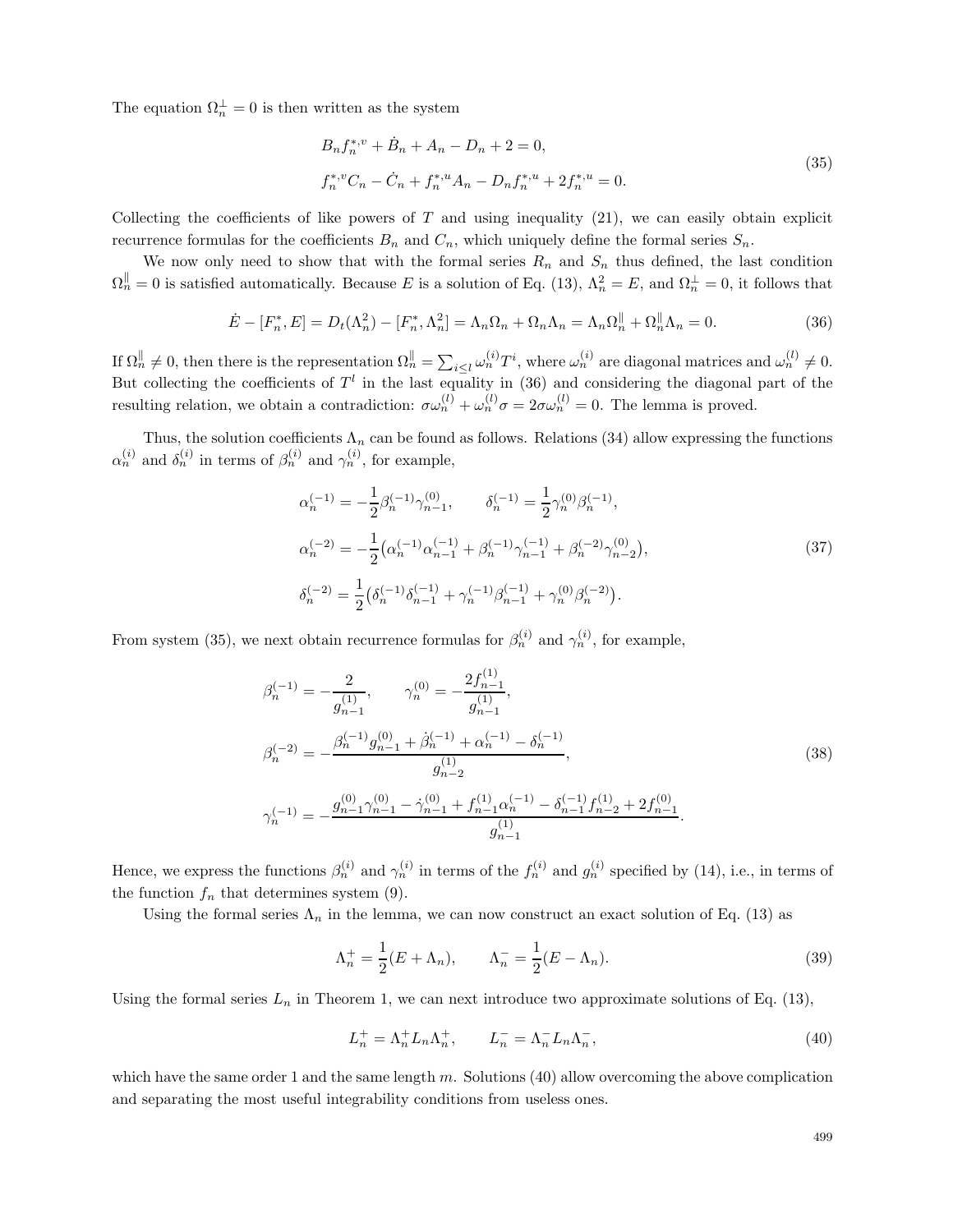The equation $\Omega_n^\perp = 0$ is then written as the system

$$
\begin{aligned}
&B_n f_n^{*,v} + \dot{B}_n + A_n - D_n + 2 = 0, \\
&f_n^{*,v} C_n - \dot{C}_n + f_n^{*,u} A_n - D_n f_n^{*,u} + 2 f_n^{*,u} = 0.
\end{aligned}
\tag{35}
$$

Collecting the coefficients of like powers of $T$ and using inequality (21), we can easily obtain explicit recurrence formulas for the coefficients $B_n$ and $C_n$, which uniquely define the formal series $S_n$.

We now only need to show that with the formal series $R_n$ and $S_n$ thus defined, the last condition $\Omega_n^\parallel = 0$ is satisfied automatically. Because $E$ is a solution of Eq. (13), $\Lambda_n^2 = E$, and $\Omega_n^\perp = 0$, it follows that

$$
\dot{E} - [F_n^*, E] = D_t(\Lambda_n^2) - [F_n^*, \Lambda_n^2] = \Lambda_n \Omega_n + \Omega_n \Lambda_n = \Lambda_n \Omega_n^\parallel + \Omega_n^\parallel \Lambda_n = 0.
\tag{36}
$$

If $\Omega_n^\parallel \neq 0$, then there is the representation $\Omega_n^\parallel = \sum_{i \le l} \omega_n^{(i)} T^i$, where $\omega_n^{(i)}$ are diagonal matrices and $\omega_n^{(l)} \neq 0$. But collecting the coefficients of $T^l$ in the last equality in (36) and considering the diagonal part of the resulting relation, we obtain a contradiction: $\sigma \omega_n^{(l)} + \omega_n^{(l)} \sigma = 2\sigma \omega_n^{(l)} = 0$. The lemma is proved.

Thus, the solution coefficients $\Lambda_n$ can be found as follows. Relations (34) allow expressing the functions $\alpha_n^{(i)}$ and $\delta_n^{(i)}$ in terms of $\beta_n^{(i)}$ and $\gamma_n^{(i)}$, for example,

$$
\begin{aligned}
&\alpha_n^{(-1)} = -\frac{1}{2} \beta_n^{(-1)} \gamma_{n-1}^{(0)}, \qquad \delta_n^{(-1)} = \frac{1}{2} \gamma_n^{(0)} \beta_n^{(-1)}, \\
&\alpha_n^{(-2)} = -\frac{1}{2} \big( \alpha_n^{(-1)} \alpha_{n-1}^{(-1)} + \beta_n^{(-1)} \gamma_{n-1}^{(-1)} + \beta_n^{(-2)} \gamma_{n-2}^{(0)} \big), \\
&\delta_n^{(-2)} = \frac{1}{2} \big( \delta_n^{(-1)} \delta_{n-1}^{(-1)} + \gamma_n^{(-1)} \beta_{n-1}^{(-1)} + \gamma_n^{(0)} \beta_n^{(-2)} \big).
\end{aligned}
\tag{37}
$$

From system (35), we next obtain recurrence formulas for $\beta_n^{(i)}$ and $\gamma_n^{(i)}$, for example,

$$
\begin{aligned}
&\beta_n^{(-1)} = -\frac{2}{g_{n-1}^{(1)}}, \qquad \gamma_n^{(0)} = -\frac{2 f_{n-1}^{(1)}}{g_{n-1}^{(1)}}, \\
&\beta_n^{(-2)} = -\frac{\beta_n^{(-1)} g_{n-1}^{(0)} + \dot{\beta}_n^{(-1)} + \alpha_n^{(-1)} - \delta_n^{(-1)}}{g_{n-2}^{(1)}}, \\
&\gamma_n^{(-1)} = -\frac{g_{n-1}^{(0)} \gamma_{n-1}^{(0)} - \dot{\gamma}_{n-1}^{(0)} + f_{n-1}^{(1)} \alpha_n^{(-1)} - \delta_{n-1}^{(-1)} f_{n-2}^{(1)} + 2 f_{n-1}^{(0)}}{g_{n-1}^{(1)}}.
\end{aligned}
\tag{38}
$$

Hence, we express the functions $\beta_n^{(i)}$ and $\gamma_n^{(i)}$ in terms of the $f_n^{(i)}$ and $g_n^{(i)}$ specified by (14), i.e., in terms of the function $f_n$ that determines system (9).

Using the formal series $\Lambda_n$ in the lemma, we can now construct an exact solution of Eq. (13) as

$$
\Lambda_n^+ = \frac{1}{2}(E + \Lambda_n), \qquad \Lambda_n^- = \frac{1}{2}(E - \Lambda_n).
\tag{39}
$$

Using the formal series $L_n$ in Theorem 1, we can next introduce two approximate solutions of Eq. (13),

$$
L_n^+ = \Lambda_n^+ L_n \Lambda_n^+, \qquad L_n^- = \Lambda_n^- L_n \Lambda_n^-,
\tag{40}
$$

which have the same order 1 and the same length $m$. Solutions (40) allow overcoming the above complication and separating the most useful integrability conditions from useless ones.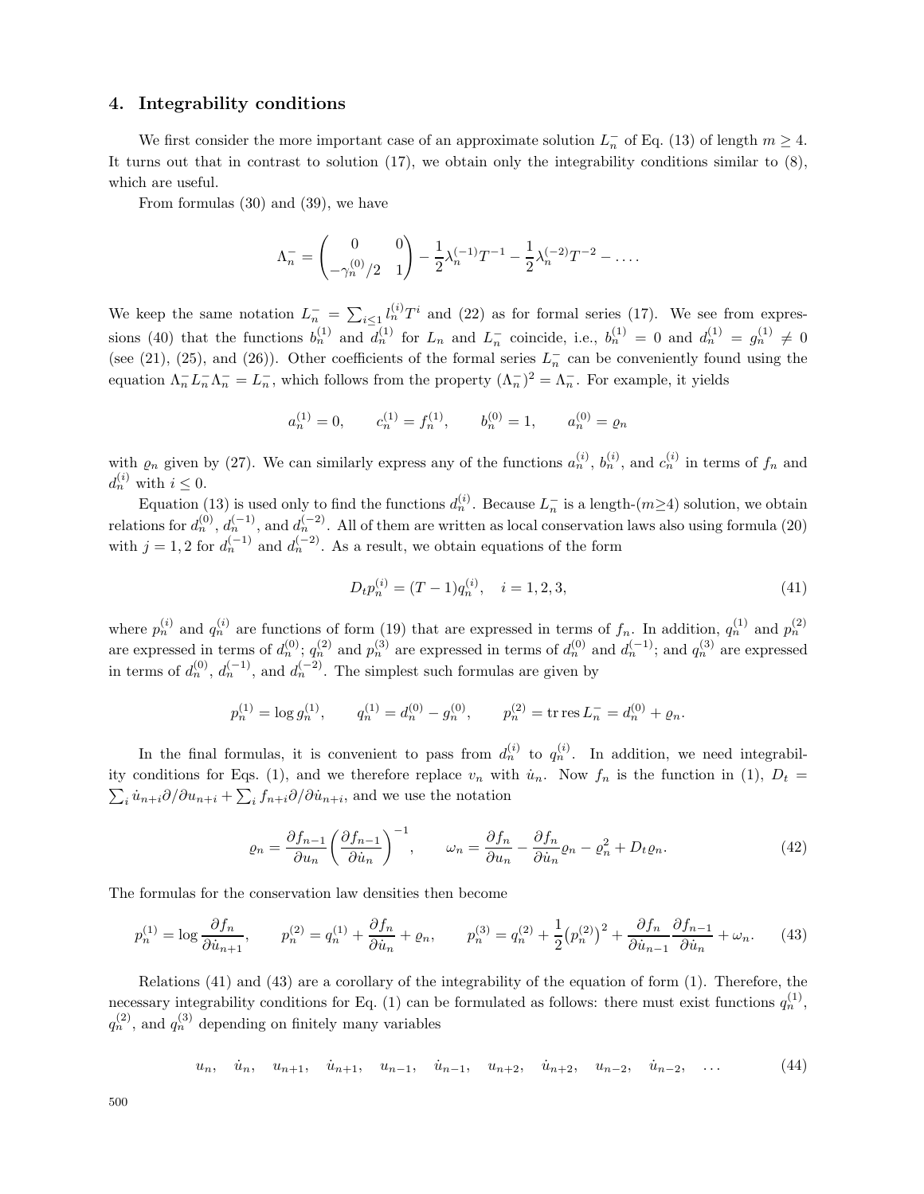## 4. Integrability conditions

We first consider the more important case of an approximate solution $L_n^-$ of Eq. (13) of length $m \geq 4$. It turns out that in contrast to solution (17), we obtain only the integrability conditions similar to (8), which are useful.

From formulas (30) and (39), we have

$$\Lambda_n^- = \begin{pmatrix} 0 & 0 \\ -\gamma_n^{(0)}/2 & 1 \end{pmatrix} - \frac{1}{2}\lambda_n^{(-1)}T^{-1} - \frac{1}{2}\lambda_n^{(-2)}T^{-2} - \dots .$$

We keep the same notation $L_n^- = \sum_{i \leq 1} l_n^{(i)} T^i$ and (22) as for formal series (17). We see from expressions (40) that the functions $b_n^{(1)}$ and $d_n^{(1)}$ for $L_n$ and $L_n^-$ coincide, i.e., $b_n^{(1)} = 0$ and $d_n^{(1)} = g_n^{(1)} \neq 0$ (see (21), (25), and (26)). Other coefficients of the formal series $L_n^-$ can be conveniently found using the equation $\Lambda_n^- L_n^- \Lambda_n^- = L_n^-$, which follows from the property $(\Lambda_n^-)^2 = \Lambda_n^-$. For example, it yields

$$a_n^{(1)} = 0, \qquad c_n^{(1)} = f_n^{(1)}, \qquad b_n^{(0)} = 1, \qquad a_n^{(0)} = \varrho_n$$

with $\varrho_n$ given by (27). We can similarly express any of the functions $a_n^{(i)}$, $b_n^{(i)}$, and $c_n^{(i)}$ in terms of $f_n$ and $d_n^{(i)}$ with $i \leq 0$.

Equation (13) is used only to find the functions $d_n^{(i)}$. Because $L_n^-$ is a length-($m{\geq}4$) solution, we obtain relations for $d_n^{(0)}$, $d_n^{(-1)}$, and $d_n^{(-2)}$. All of them are written as local conservation laws also using formula (20) with $j = 1, 2$ for $d_n^{(-1)}$ and $d_n^{(-2)}$. As a result, we obtain equations of the form

$$D_t p_n^{(i)} = (T-1) q_n^{(i)}, \quad i = 1, 2, 3, \tag{41}$$

where $p_n^{(i)}$ and $q_n^{(i)}$ are functions of form (19) that are expressed in terms of $f_n$. In addition, $q_n^{(1)}$ and $p_n^{(2)}$ are expressed in terms of $d_n^{(0)}$; $q_n^{(2)}$ and $p_n^{(3)}$ are expressed in terms of $d_n^{(0)}$ and $d_n^{(-1)}$; and $q_n^{(3)}$ are expressed in terms of $d_n^{(0)}$, $d_n^{(-1)}$, and $d_n^{(-2)}$. The simplest such formulas are given by

$$p_n^{(1)} = \log g_n^{(1)}, \qquad q_n^{(1)} = d_n^{(0)} - g_n^{(0)}, \qquad p_n^{(2)} = \operatorname{tr} \operatorname{res} L_n^- = d_n^{(0)} + \varrho_n.$$

In the final formulas, it is convenient to pass from $d_n^{(i)}$ to $q_n^{(i)}$. In addition, we need integrability conditions for Eqs. (1), and we therefore replace $v_n$ with $\dot{u}_n$. Now $f_n$ is the function in (1), $D_t = \sum_i \dot{u}_{n+i} \partial/\partial u_{n+i} + \sum_i f_{n+i} \partial/\partial \dot{u}_{n+i}$, and we use the notation

$$\varrho_n = \frac{\partial f_{n-1}}{\partial u_n} \left( \frac{\partial f_{n-1}}{\partial \dot{u}_n} \right)^{-1}, \qquad \omega_n = \frac{\partial f_n}{\partial u_n} - \frac{\partial f_n}{\partial \dot{u}_n} \varrho_n - \varrho_n^2 + D_t \varrho_n. \tag{42}$$

The formulas for the conservation law densities then become

$$p_n^{(1)} = \log \frac{\partial f_n}{\partial \dot{u}_{n+1}}, \qquad p_n^{(2)} = q_n^{(1)} + \frac{\partial f_n}{\partial \dot{u}_n} + \varrho_n, \qquad p_n^{(3)} = q_n^{(2)} + \frac{1}{2}\big(p_n^{(2)}\big)^2 + \frac{\partial f_n}{\partial \dot{u}_{n-1}} \frac{\partial f_{n-1}}{\partial \dot{u}_n} + \omega_n. \tag{43}$$

Relations (41) and (43) are a corollary of the integrability of the equation of form (1). Therefore, the necessary integrability conditions for Eq. (1) can be formulated as follows: there must exist functions $q_n^{(1)}$, $q_n^{(2)}$, and $q_n^{(3)}$ depending on finitely many variables

$$u_n, \quad \dot{u}_n, \quad u_{n+1}, \quad \dot{u}_{n+1}, \quad u_{n-1}, \quad \dot{u}_{n-1}, \quad u_{n+2}, \quad \dot{u}_{n+2}, \quad u_{n-2}, \quad \dot{u}_{n-2}, \quad \dots \tag{44}$$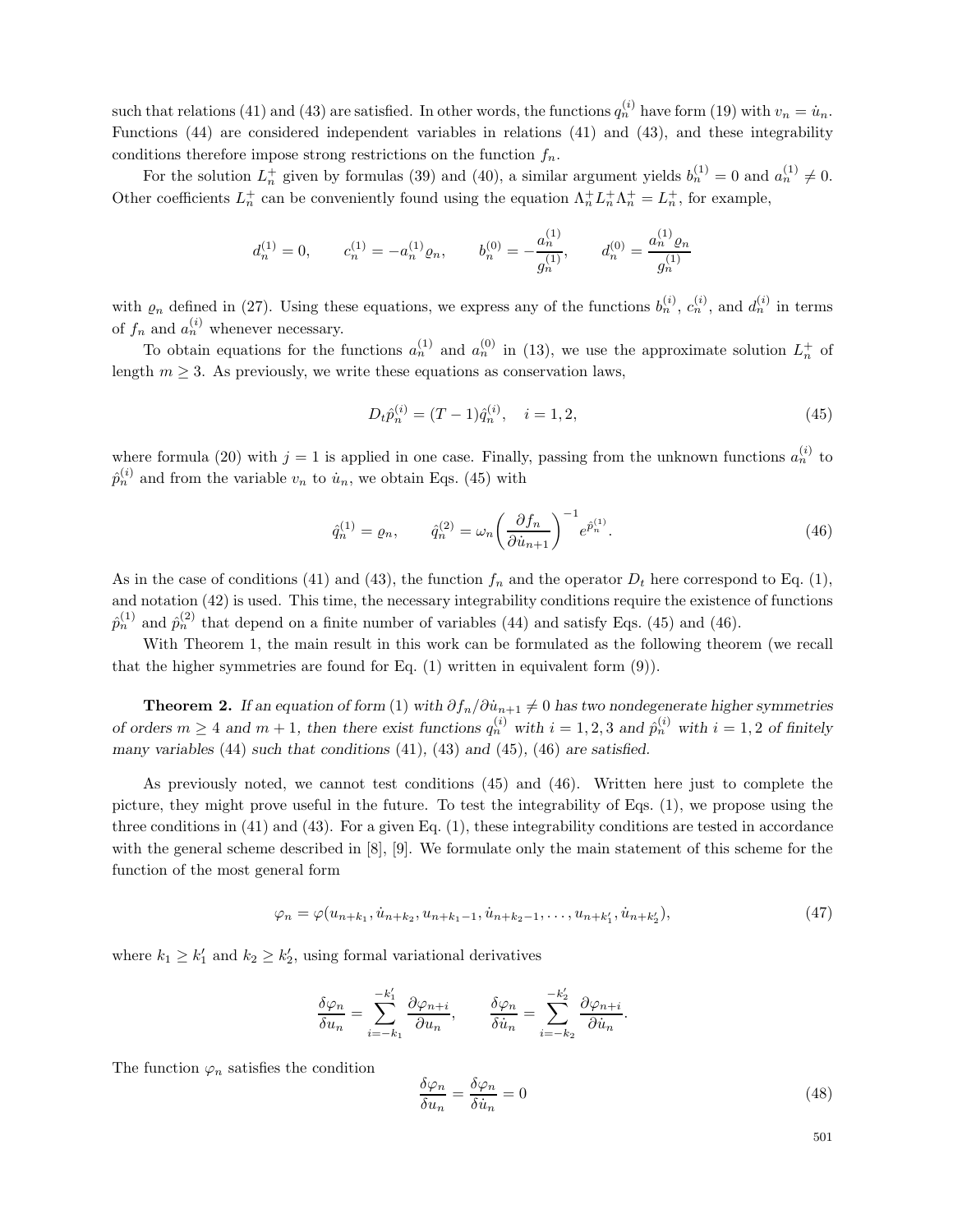such that relations (41) and (43) are satisfied. In other words, the functions $q_n^{(i)}$ have form (19) with $v_n = \dot{u}_n$. Functions (44) are considered independent variables in relations (41) and (43), and these integrability conditions therefore impose strong restrictions on the function $f_n$.

For the solution $L_n^+$ given by formulas (39) and (40), a similar argument yields $b_n^{(1)} = 0$ and $a_n^{(1)} \neq 0$. Other coefficients $L_n^+$ can be conveniently found using the equation $\Lambda_n^+ L_n^+ \Lambda_n^+ = L_n^+$, for example,

$$d_n^{(1)} = 0, \qquad c_n^{(1)} = -a_n^{(1)} \varrho_n, \qquad b_n^{(0)} = -\frac{a_n^{(1)}}{g_n^{(1)}}, \qquad d_n^{(0)} = \frac{a_n^{(1)} \varrho_n}{g_n^{(1)}}$$

with $\varrho_n$ defined in (27). Using these equations, we express any of the functions $b_n^{(i)}$, $c_n^{(i)}$, and $d_n^{(i)}$ in terms of $f_n$ and $a_n^{(i)}$ whenever necessary.

To obtain equations for the functions $a_n^{(1)}$ and $a_n^{(0)}$ in (13), we use the approximate solution $L_n^+$ of length $m \geq 3$. As previously, we write these equations as conservation laws,

$$D_t \hat{p}_n^{(i)} = (T-1)\hat{q}_n^{(i)}, \quad i = 1, 2, \tag{45}$$

where formula (20) with $j = 1$ is applied in one case. Finally, passing from the unknown functions $a_n^{(i)}$ to $\hat{p}_n^{(i)}$ and from the variable $v_n$ to $\dot{u}_n$, we obtain Eqs. (45) with

$$\hat{q}_n^{(1)} = \varrho_n, \qquad \hat{q}_n^{(2)} = \omega_n \left(\frac{\partial f_n}{\partial \dot{u}_{n+1}}\right)^{-1} e^{\hat{p}_n^{(1)}}. \tag{46}$$

As in the case of conditions (41) and (43), the function $f_n$ and the operator $D_t$ here correspond to Eq. (1), and notation (42) is used. This time, the necessary integrability conditions require the existence of functions $\hat{p}_n^{(1)}$ and $\hat{p}_n^{(2)}$ that depend on a finite number of variables (44) and satisfy Eqs. (45) and (46).

With Theorem 1, the main result in this work can be formulated as the following theorem (we recall that the higher symmetries are found for Eq. (1) written in equivalent form (9)).

**Theorem 2.** *If an equation of form* (1) *with* $\partial f_n / \partial \dot{u}_{n+1} \neq 0$ *has two nondegenerate higher symmetries of orders* $m \geq 4$ *and* $m + 1$*, then there exist functions* $q_n^{(i)}$ *with* $i = 1, 2, 3$ *and* $\hat{p}_n^{(i)}$ *with* $i = 1, 2$ *of finitely many variables* (44) *such that conditions* (41), (43) *and* (45), (46) *are satisfied.*

As previously noted, we cannot test conditions (45) and (46). Written here just to complete the picture, they might prove useful in the future. To test the integrability of Eqs. (1), we propose using the three conditions in (41) and (43). For a given Eq. (1), these integrability conditions are tested in accordance with the general scheme described in [8], [9]. We formulate only the main statement of this scheme for the function of the most general form

$$\varphi_n = \varphi(u_{n+k_1}, \dot{u}_{n+k_2}, u_{n+k_1-1}, \dot{u}_{n+k_2-1}, \ldots, u_{n+k_1'}, \dot{u}_{n+k_2'}), \tag{47}$$

where $k_1 \geq k_1'$ and $k_2 \geq k_2'$, using formal variational derivatives

$$\frac{\delta \varphi_n}{\delta u_n} = \sum_{i=-k_1}^{-k_1'} \frac{\partial \varphi_{n+i}}{\partial u_n}, \qquad \frac{\delta \varphi_n}{\delta \dot{u}_n} = \sum_{i=-k_2}^{-k_2'} \frac{\partial \varphi_{n+i}}{\partial \dot{u}_n}.$$

The function $\varphi_n$ satisfies the condition

$$\frac{\delta \varphi_n}{\delta u_n} = \frac{\delta \varphi_n}{\delta \dot{u}_n} = 0 \tag{48}$$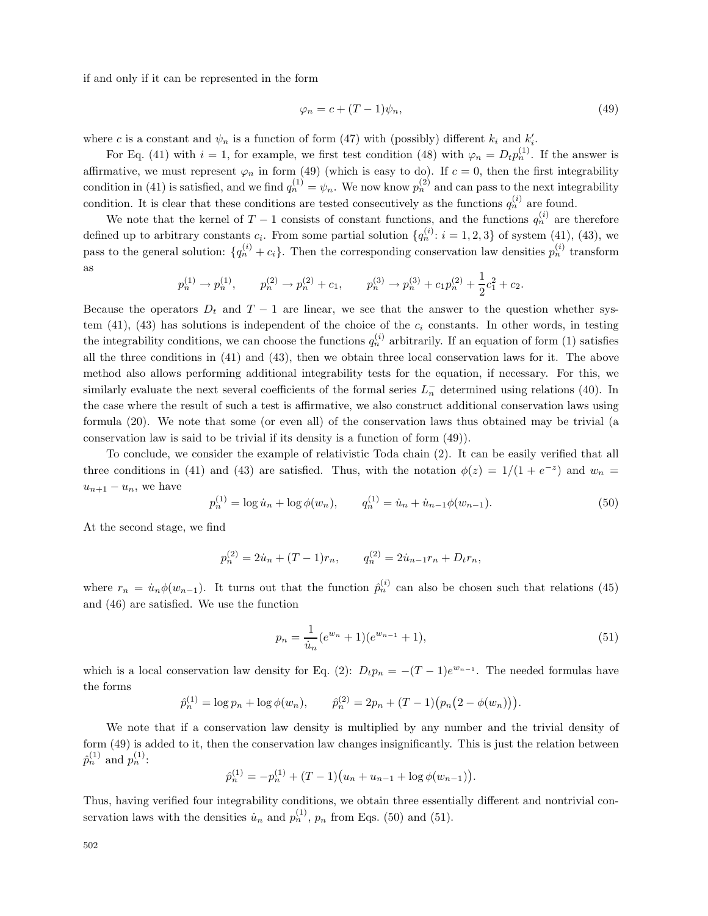if and only if it can be represented in the form

$$\varphi_n = c + (T-1)\psi_n, \tag{49}$$

where $c$ is a constant and $\psi_n$ is a function of form (47) with (possibly) different $k_i$ and $k'_i$.

For Eq. (41) with $i=1$, for example, we first test condition (48) with $\varphi_n = D_t p_n^{(1)}$. If the answer is affirmative, we must represent $\varphi_n$ in form (49) (which is easy to do). If $c=0$, then the first integrability condition in (41) is satisfied, and we find $q_n^{(1)} = \psi_n$. We now know $p_n^{(2)}$ and can pass to the next integrability condition. It is clear that these conditions are tested consecutively as the functions $q_n^{(i)}$ are found.

We note that the kernel of $T-1$ consists of constant functions, and the functions $q_n^{(i)}$ are therefore defined up to arbitrary constants $c_i$. From some partial solution $\{q_n^{(i)}\colon i=1,2,3\}$ of system (41), (43), we pass to the general solution: $\{q_n^{(i)} + c_i\}$. Then the corresponding conservation law densities $p_n^{(i)}$ transform as

$$p_n^{(1)} \to p_n^{(1)}, \qquad p_n^{(2)} \to p_n^{(2)} + c_1, \qquad p_n^{(3)} \to p_n^{(3)} + c_1 p_n^{(2)} + \frac{1}{2}c_1^2 + c_2.$$

Because the operators $D_t$ and $T-1$ are linear, we see that the answer to the question whether system (41), (43) has solutions is independent of the choice of the $c_i$ constants. In other words, in testing the integrability conditions, we can choose the functions $q_n^{(i)}$ arbitrarily. If an equation of form (1) satisfies all the three conditions in (41) and (43), then we obtain three local conservation laws for it. The above method also allows performing additional integrability tests for the equation, if necessary. For this, we similarly evaluate the next several coefficients of the formal series $L_n^-$ determined using relations (40). In the case where the result of such a test is affirmative, we also construct additional conservation laws using formula (20). We note that some (or even all) of the conservation laws thus obtained may be trivial (a conservation law is said to be trivial if its density is a function of form (49)).

To conclude, we consider the example of relativistic Toda chain (2). It can be easily verified that all three conditions in (41) and (43) are satisfied. Thus, with the notation $\phi(z) = 1/(1+e^{-z})$ and $w_n = u_{n+1} - u_n$, we have

$$p_n^{(1)} = \log \dot{u}_n + \log \phi(w_n), \qquad q_n^{(1)} = \dot{u}_n + \dot{u}_{n-1}\phi(w_{n-1}). \tag{50}$$

At the second stage, we find

$$p_n^{(2)} = 2\dot{u}_n + (T-1)r_n, \qquad q_n^{(2)} = 2\dot{u}_{n-1}r_n + D_t r_n,$$

where $r_n = \dot{u}_n\phi(w_{n-1})$. It turns out that the function $\hat{p}_n^{(i)}$ can also be chosen such that relations (45) and (46) are satisfied. We use the function

$$p_n = \frac{1}{\dot{u}_n}(e^{w_n}+1)(e^{w_{n-1}}+1), \tag{51}$$

which is a local conservation law density for Eq. (2): $D_t p_n = -(T-1)e^{w_{n-1}}$. The needed formulas have the forms

$$\hat{p}_n^{(1)} = \log p_n + \log\phi(w_n), \qquad \hat{p}_n^{(2)} = 2p_n + (T-1)\big(p_n\big(2-\phi(w_n)\big)\big).$$

We note that if a conservation law density is multiplied by any number and the trivial density of form (49) is added to it, then the conservation law changes insignificantly. This is just the relation between $\hat{p}_n^{(1)}$ and $p_n^{(1)}$:

$$\hat{p}_n^{(1)} = -p_n^{(1)} + (T-1)\big(u_n + u_{n-1} + \log\phi(w_{n-1})\big).$$

Thus, having verified four integrability conditions, we obtain three essentially different and nontrivial conservation laws with the densities $\dot{u}_n$ and $p_n^{(1)}$, $p_n$ from Eqs. (50) and (51).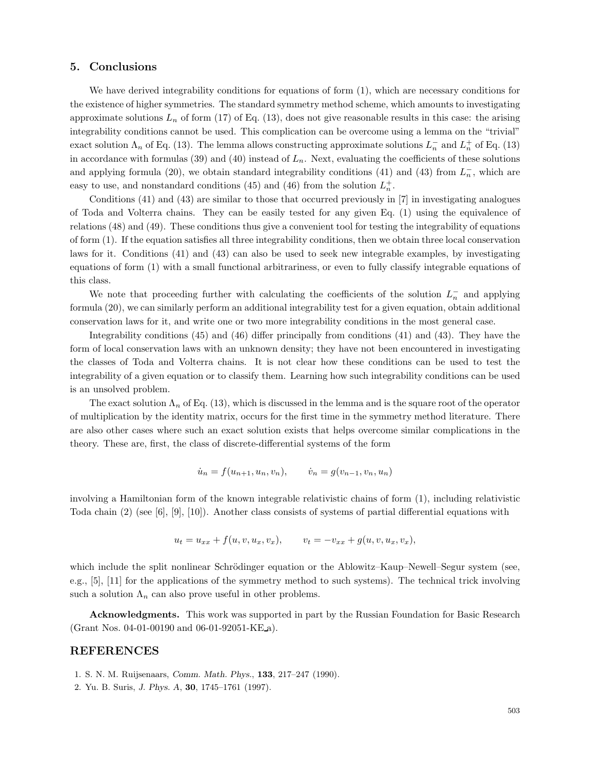## 5. Conclusions

We have derived integrability conditions for equations of form (1), which are necessary conditions for the existence of higher symmetries. The standard symmetry method scheme, which amounts to investigating approximate solutions $L_n$ of form (17) of Eq. (13), does not give reasonable results in this case: the arising integrability conditions cannot be used. This complication can be overcome using a lemma on the "trivial" exact solution $\Lambda_n$ of Eq. (13). The lemma allows constructing approximate solutions $L_n^-$ and $L_n^+$ of Eq. (13) in accordance with formulas (39) and (40) instead of $L_n$. Next, evaluating the coefficients of these solutions and applying formula (20), we obtain standard integrability conditions (41) and (43) from $L_n^-$, which are easy to use, and nonstandard conditions (45) and (46) from the solution $L_n^+$.

Conditions (41) and (43) are similar to those that occurred previously in [7] in investigating analogues of Toda and Volterra chains. They can be easily tested for any given Eq. (1) using the equivalence of relations (48) and (49). These conditions thus give a convenient tool for testing the integrability of equations of form (1). If the equation satisfies all three integrability conditions, then we obtain three local conservation laws for it. Conditions (41) and (43) can also be used to seek new integrable examples, by investigating equations of form (1) with a small functional arbitrariness, or even to fully classify integrable equations of this class.

We note that proceeding further with calculating the coefficients of the solution $L_n^-$ and applying formula (20), we can similarly perform an additional integrability test for a given equation, obtain additional conservation laws for it, and write one or two more integrability conditions in the most general case.

Integrability conditions (45) and (46) differ principally from conditions (41) and (43). They have the form of local conservation laws with an unknown density; they have not been encountered in investigating the classes of Toda and Volterra chains. It is not clear how these conditions can be used to test the integrability of a given equation or to classify them. Learning how such integrability conditions can be used is an unsolved problem.

The exact solution $\Lambda_n$ of Eq. (13), which is discussed in the lemma and is the square root of the operator of multiplication by the identity matrix, occurs for the first time in the symmetry method literature. There are also other cases where such an exact solution exists that helps overcome similar complications in the theory. These are, first, the class of discrete-differential systems of the form

$$\dot{u}_n = f(u_{n+1}, u_n, v_n), \qquad \dot{v}_n = g(v_{n-1}, v_n, u_n)$$

involving a Hamiltonian form of the known integrable relativistic chains of form (1), including relativistic Toda chain (2) (see [6], [9], [10]). Another class consists of systems of partial differential equations with

$$u_t = u_{xx} + f(u, v, u_x, v_x), \qquad v_t = -v_{xx} + g(u, v, u_x, v_x),$$

which include the split nonlinear Schrödinger equation or the Ablowitz–Kaup–Newell–Segur system (see, e.g., [5], [11] for the applications of the symmetry method to such systems). The technical trick involving such a solution $\Lambda_n$ can also prove useful in other problems.

**Acknowledgments.** This work was supported in part by the Russian Foundation for Basic Research (Grant Nos. 04-01-00190 and 06-01-92051-KE_a).

## REFERENCES

1. S. N. M. Ruijsenaars, *Comm. Math. Phys.*, **133**, 217–247 (1990).
2. Yu. B. Suris, *J. Phys. A*, **30**, 1745–1761 (1997).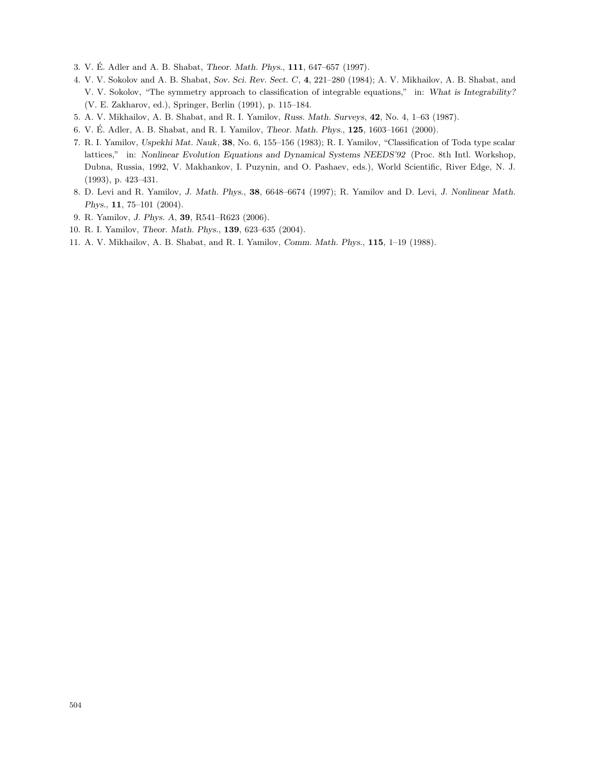3. V. É. Adler and A. B. Shabat, *Theor. Math. Phys.*, **111**, 647–657 (1997).
4. V. V. Sokolov and A. B. Shabat, *Sov. Sci. Rev. Sect. C*, **4**, 221–280 (1984); A. V. Mikhailov, A. B. Shabat, and V. V. Sokolov, "The symmetry approach to classification of integrable equations," in: *What is Integrability?* (V. E. Zakharov, ed.), Springer, Berlin (1991), p. 115–184.
5. A. V. Mikhailov, A. B. Shabat, and R. I. Yamilov, *Russ. Math. Surveys*, **42**, No. 4, 1–63 (1987).
6. V. É. Adler, A. B. Shabat, and R. I. Yamilov, *Theor. Math. Phys.*, **125**, 1603–1661 (2000).
7. R. I. Yamilov, *Uspekhi Mat. Nauk*, **38**, No. 6, 155–156 (1983); R. I. Yamilov, "Classification of Toda type scalar lattices," in: *Nonlinear Evolution Equations and Dynamical Systems NEEDS'92* (Proc. 8th Intl. Workshop, Dubna, Russia, 1992, V. Makhankov, I. Puzynin, and O. Pashaev, eds.), World Scientific, River Edge, N. J. (1993), p. 423–431.
8. D. Levi and R. Yamilov, *J. Math. Phys.*, **38**, 6648–6674 (1997); R. Yamilov and D. Levi, *J. Nonlinear Math. Phys.*, **11**, 75–101 (2004).
9. R. Yamilov, *J. Phys. A*, **39**, R541–R623 (2006).
10. R. I. Yamilov, *Theor. Math. Phys.*, **139**, 623–635 (2004).
11. A. V. Mikhailov, A. B. Shabat, and R. I. Yamilov, *Comm. Math. Phys.*, **115**, 1–19 (1988).